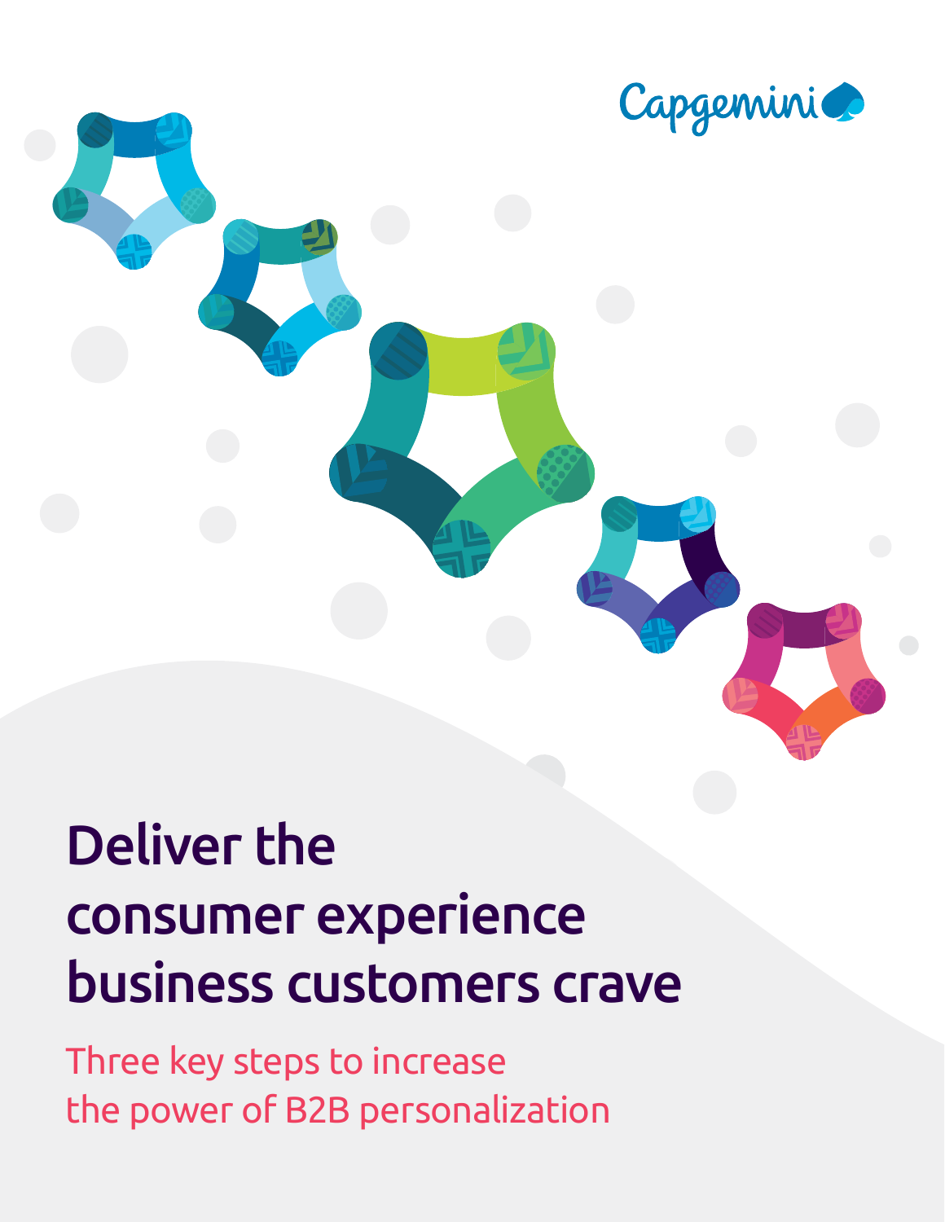Capgemini

# Deliver the consumer experience business customers crave

## Three key steps to increase the power of B2B personalization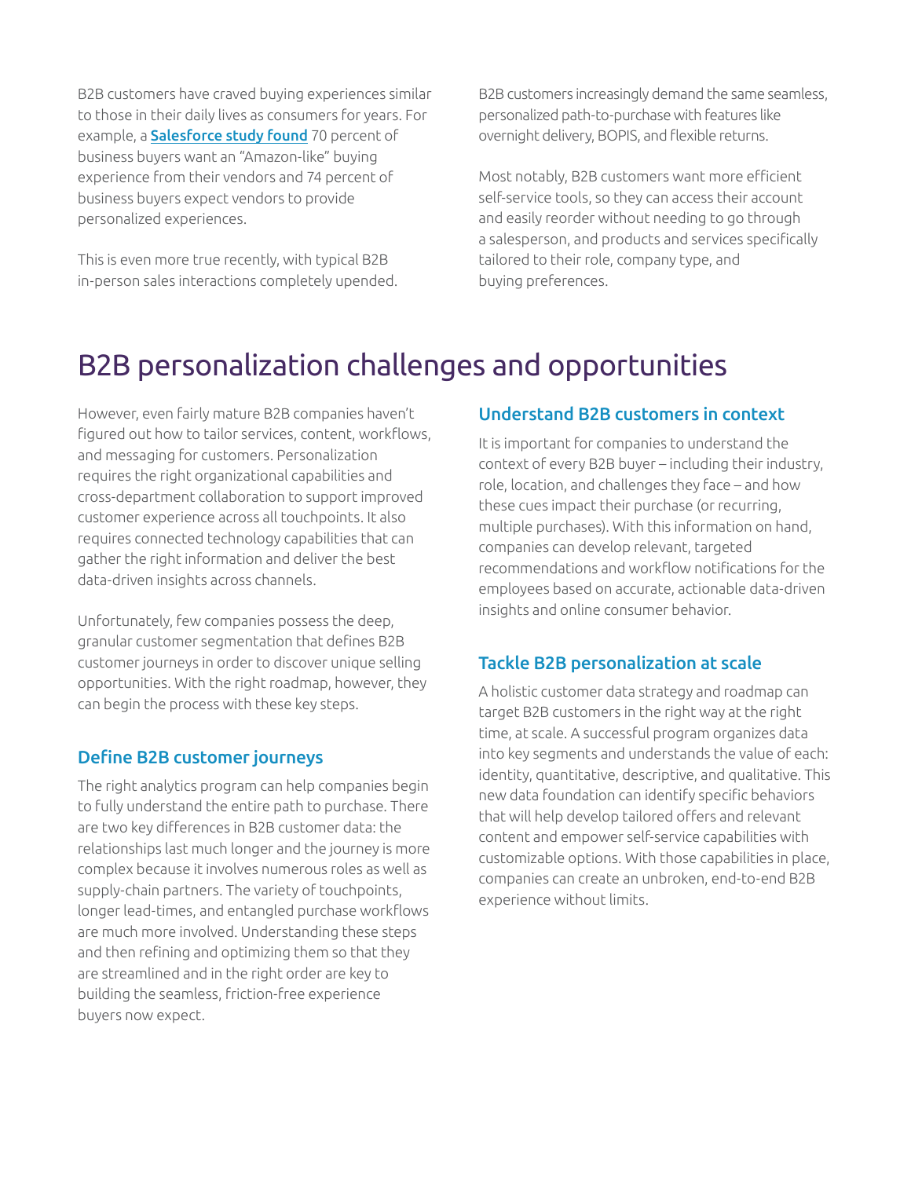B2B customers have craved buying experiences similar to those in their daily lives as consumers for years. For example, a **Salesforce study found** 70 percent of business buyers want an "Amazon-like" buying experience from their vendors and 74 percent of business buyers expect vendors to provide personalized experiences.

This is even more true recently, with typical B2B in-person sales interactions completely upended. B2B customers increasingly demand the same seamless, personalized path-to-purchase with features like overnight delivery, BOPIS, and flexible returns.

Most notably, B2B customers want more efficient self-service tools, so they can access their account and easily reorder without needing to go through a salesperson, and products and services specifically tailored to their role, company type, and buying preferences.

# B2B personalization challenges and opportunities

However, even fairly mature B2B companies haven't figured out how to tailor services, content, workflows, and messaging for customers. Personalization requires the right organizational capabilities and cross-department collaboration to support improved customer experience across all touchpoints. It also requires connected technology capabilities that can gather the right information and deliver the best data-driven insights across channels.

Unfortunately, few companies possess the deep, granular customer segmentation that defines B2B customer journeys in order to discover unique selling opportunities. With the right roadmap, however, they can begin the process with these key steps.

## Define B2B customer journeys

The right analytics program can help companies begin to fully understand the entire path to purchase. There are two key differences in B2B customer data: the relationships last much longer and the journey is more complex because it involves numerous roles as well as supply-chain partners. The variety of touchpoints, longer lead-times, and entangled purchase workflows are much more involved. Understanding these steps and then refining and optimizing them so that they are streamlined and in the right order are key to building the seamless, friction-free experience buyers now expect.

## Understand B2B customers in context

It is important for companies to understand the context of every B2B buyer – including their industry, role, location, and challenges they face – and how these cues impact their purchase (or recurring, multiple purchases). With this information on hand, companies can develop relevant, targeted recommendations and workflow notifications for the employees based on accurate, actionable data-driven insights and online consumer behavior.

## Tackle B2B personalization at scale

A holistic customer data strategy and roadmap can target B2B customers in the right way at the right time, at scale. A successful program organizes data into key segments and understands the value of each: identity, quantitative, descriptive, and qualitative. This new data foundation can identify specific behaviors that will help develop tailored offers and relevant content and empower self-service capabilities with customizable options. With those capabilities in place, companies can create an unbroken, end-to-end B2B experience without limits.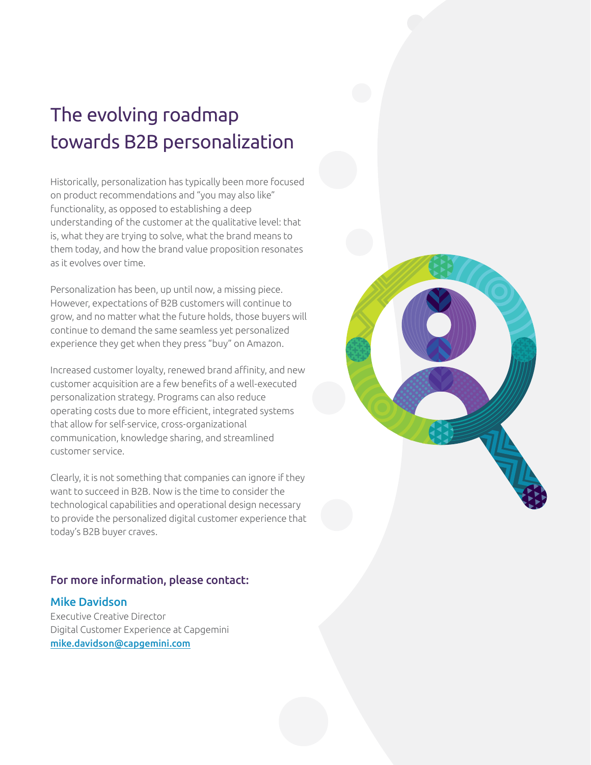# The evolving roadmap towards B2B personalization

Historically, personalization has typically been more focused on product recommendations and "you may also like" functionality, as opposed to establishing a deep understanding of the customer at the qualitative level: that is, what they are trying to solve, what the brand means to them today, and how the brand value proposition resonates as it evolves over time.

Personalization has been, up until now, a missing piece. However, expectations of B2B customers will continue to grow, and no matter what the future holds, those buyers will continue to demand the same seamless yet personalized experience they get when they press "buy" on Amazon.

Increased customer loyalty, renewed brand affinity, and new customer acquisition are a few benefits of a well-executed personalization strategy. Programs can also reduce operating costs due to more efficient, integrated systems that allow for self-service, cross-organizational communication, knowledge sharing, and streamlined customer service.

Clearly, it is not something that companies can ignore if they want to succeed in B2B. Now is the time to consider the technological capabilities and operational design necessary to provide the personalized digital customer experience that today's B2B buyer craves.

## For more information, please contact:

### Mike Davidson

Executive Creative Director
Digital Customer Experience at Capgemini
mike.davidson@capgemini.com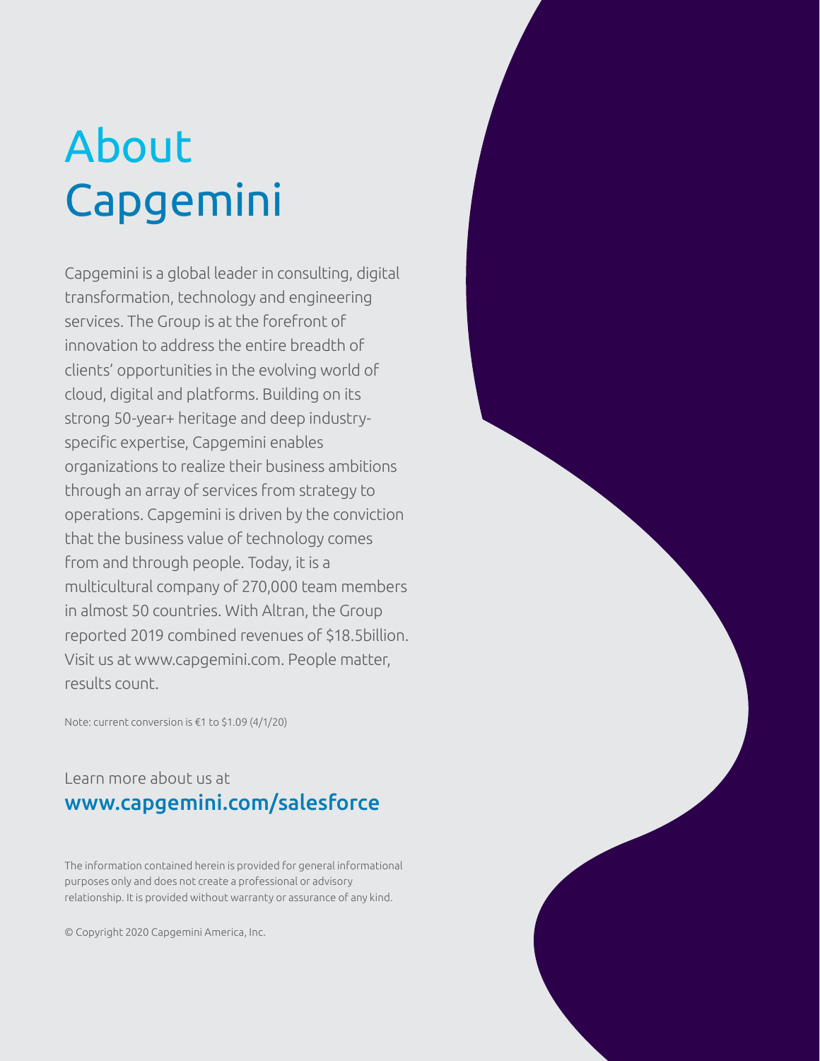# About Capgemini

Capgemini is a global leader in consulting, digital transformation, technology and engineering services. The Group is at the forefront of innovation to address the entire breadth of clients' opportunities in the evolving world of cloud, digital and platforms. Building on its strong 50-year+ heritage and deep industry-specific expertise, Capgemini enables organizations to realize their business ambitions through an array of services from strategy to operations. Capgemini is driven by the conviction that the business value of technology comes from and through people. Today, it is a multicultural company of 270,000 team members in almost 50 countries. With Altran, the Group reported 2019 combined revenues of $18.5billion. Visit us at www.capgemini.com. People matter, results count.

Note: current conversion is €1 to $1.09 (4/1/20)

Learn more about us at
**www.capgemini.com/salesforce**

The information contained herein is provided for general informational purposes only and does not create a professional or advisory relationship. It is provided without warranty or assurance of any kind.

© Copyright 2020 Capgemini America, Inc.